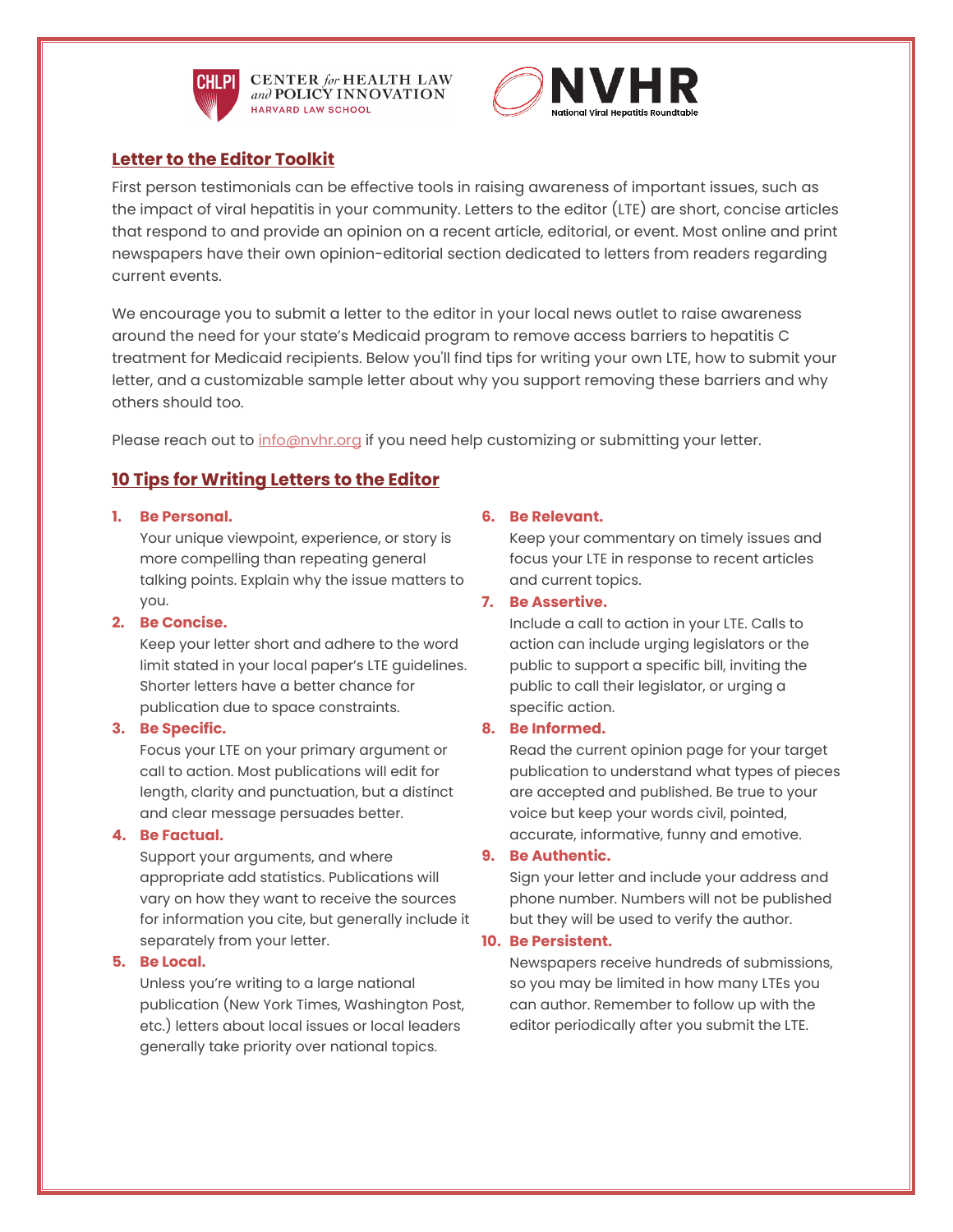CENTER *for* HEALTH LAW *and* POLICY INNOVATION
HARVARD LAW SCHOOL

NVHR
National Viral Hepatitis Roundtable

## Letter to the Editor Toolkit

First person testimonials can be effective tools in raising awareness of important issues, such as the impact of viral hepatitis in your community. Letters to the editor (LTE) are short, concise articles that respond to and provide an opinion on a recent article, editorial, or event. Most online and print newspapers have their own opinion-editorial section dedicated to letters from readers regarding current events.

We encourage you to submit a letter to the editor in your local news outlet to raise awareness around the need for your state's Medicaid program to remove access barriers to hepatitis C treatment for Medicaid recipients. Below you'll find tips for writing your own LTE, how to submit your letter, and a customizable sample letter about why you support removing these barriers and why others should too.

Please reach out to info@nvhr.org if you need help customizing or submitting your letter.

## 10 Tips for Writing Letters to the Editor

1. **Be Personal.**
   Your unique viewpoint, experience, or story is more compelling than repeating general talking points. Explain why the issue matters to you.
2. **Be Concise.**
   Keep your letter short and adhere to the word limit stated in your local paper's LTE guidelines. Shorter letters have a better chance for publication due to space constraints.
3. **Be Specific.**
   Focus your LTE on your primary argument or call to action. Most publications will edit for length, clarity and punctuation, but a distinct and clear message persuades better.
4. **Be Factual.**
   Support your arguments, and where appropriate add statistics. Publications will vary on how they want to receive the sources for information you cite, but generally include it separately from your letter.
5. **Be Local.**
   Unless you're writing to a large national publication (New York Times, Washington Post, etc.) letters about local issues or local leaders generally take priority over national topics.
6. **Be Relevant.**
   Keep your commentary on timely issues and focus your LTE in response to recent articles and current topics.
7. **Be Assertive.**
   Include a call to action in your LTE. Calls to action can include urging legislators or the public to support a specific bill, inviting the public to call their legislator, or urging a specific action.
8. **Be Informed.**
   Read the current opinion page for your target publication to understand what types of pieces are accepted and published. Be true to your voice but keep your words civil, pointed, accurate, informative, funny and emotive.
9. **Be Authentic.**
   Sign your letter and include your address and phone number. Numbers will not be published but they will be used to verify the author.
10. **Be Persistent.**
    Newspapers receive hundreds of submissions, so you may be limited in how many LTEs you can author. Remember to follow up with the editor periodically after you submit the LTE.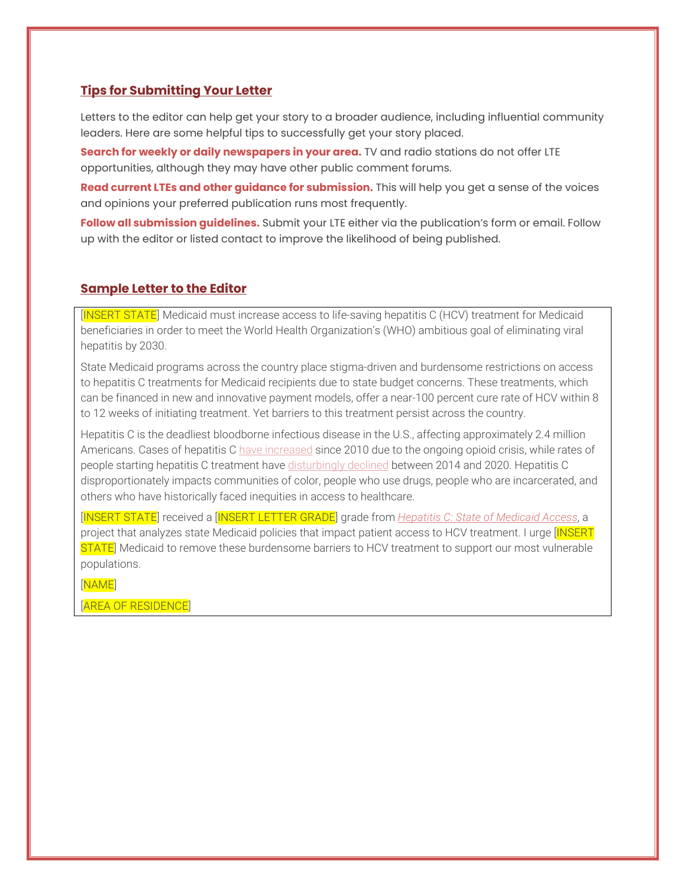## Tips for Submitting Your Letter

Letters to the editor can help get your story to a broader audience, including influential community leaders. Here are some helpful tips to successfully get your story placed.

**Search for weekly or daily newspapers in your area.** TV and radio stations do not offer LTE opportunities, although they may have other public comment forums.

**Read current LTEs and other guidance for submission.** This will help you get a sense of the voices and opinions your preferred publication runs most frequently.

**Follow all submission guidelines.** Submit your LTE either via the publication's form or email. Follow up with the editor or listed contact to improve the likelihood of being published.

## Sample Letter to the Editor

[INSERT STATE] Medicaid must increase access to life-saving hepatitis C (HCV) treatment for Medicaid beneficiaries in order to meet the World Health Organization's (WHO) ambitious goal of eliminating viral hepatitis by 2030.

State Medicaid programs across the country place stigma-driven and burdensome restrictions on access to hepatitis C treatments for Medicaid recipients due to state budget concerns. These treatments, which can be financed in new and innovative payment models, offer a near-100 percent cure rate of HCV within 8 to 12 weeks of initiating treatment. Yet barriers to this treatment persist across the country.

Hepatitis C is the deadliest bloodborne infectious disease in the U.S., affecting approximately 2.4 million Americans. Cases of hepatitis C have increased since 2010 due to the ongoing opioid crisis, while rates of people starting hepatitis C treatment have disturbingly declined between 2014 and 2020. Hepatitis C disproportionately impacts communities of color, people who use drugs, people who are incarcerated, and others who have historically faced inequities in access to healthcare.

[INSERT STATE] received a [INSERT LETTER GRADE] grade from *Hepatitis C: State of Medicaid Access*, a project that analyzes state Medicaid policies that impact patient access to HCV treatment. I urge [INSERT STATE] Medicaid to remove these burdensome barriers to HCV treatment to support our most vulnerable populations.

[NAME]

[AREA OF RESIDENCE]